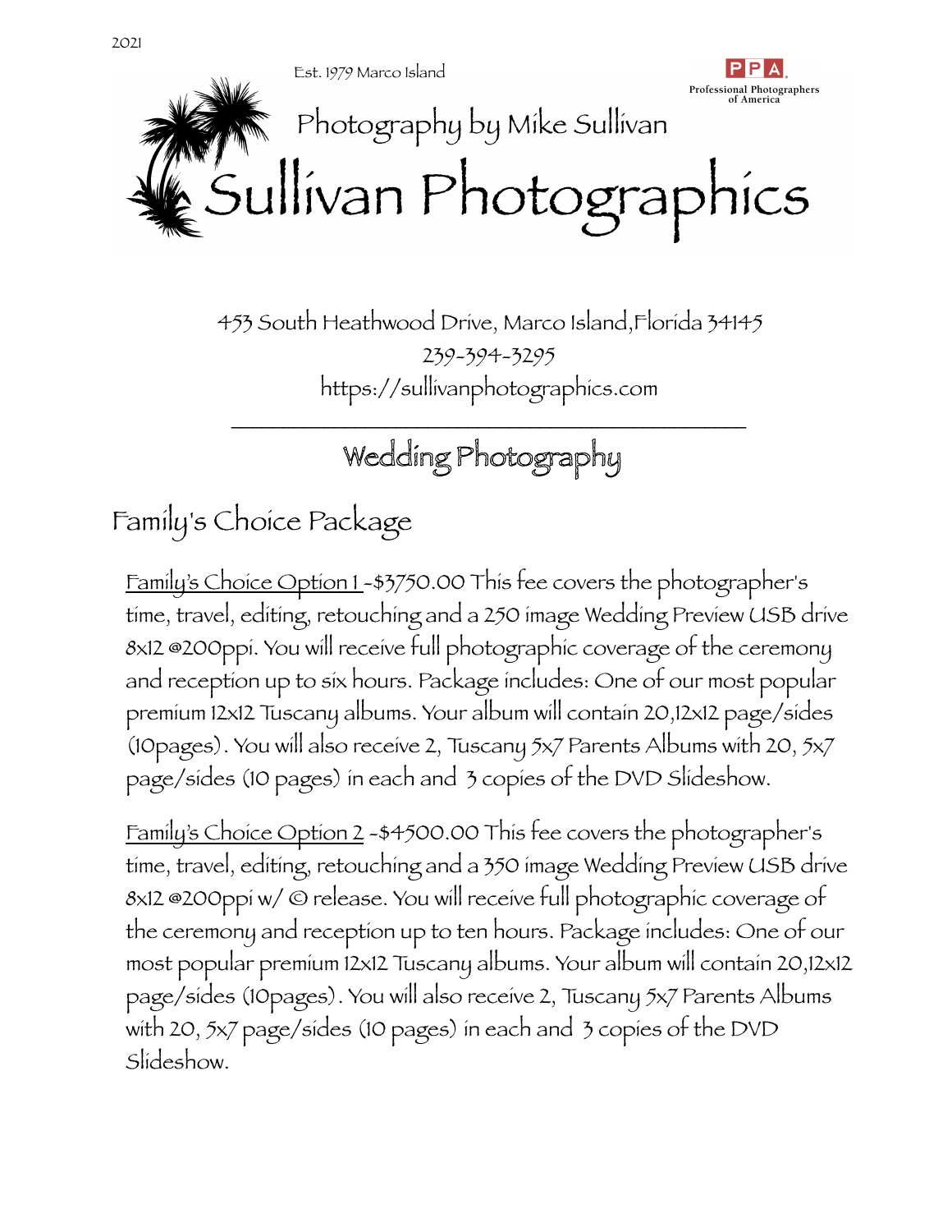2021

Est. 1979 Marco Island

PPA Professional Photographers of America

Photography by Mike Sullivan

# Sullivan Photographics

453 South Heathwood Drive, Marco Island,Florida 34145
239-394-3295
https://sullivanphotographics.com

---

## Wedding Photography

### Family's Choice Package

Family's Choice Option 1 -$3750.00 This fee covers the photographer's time, travel, editing, retouching and a 250 image Wedding Preview USB drive 8x12 @200ppi. You will receive full photographic coverage of the ceremony and reception up to six hours. Package includes: One of our most popular premium 12x12 Tuscany albums. Your album will contain 20,12x12 page/sides (10pages). You will also receive 2, Tuscany 5x7 Parents Albums with 20, 5x7 page/sides (10 pages) in each and 3 copies of the DVD Slideshow.

Family's Choice Option 2 -$4500.00 This fee covers the photographer's time, travel, editing, retouching and a 350 image Wedding Preview USB drive 8x12 @200ppi w/ © release. You will receive full photographic coverage of the ceremony and reception up to ten hours. Package includes: One of our most popular premium 12x12 Tuscany albums. Your album will contain 20,12x12 page/sides (10pages). You will also receive 2, Tuscany 5x7 Parents Albums with 20, 5x7 page/sides (10 pages) in each and 3 copies of the DVD Slideshow.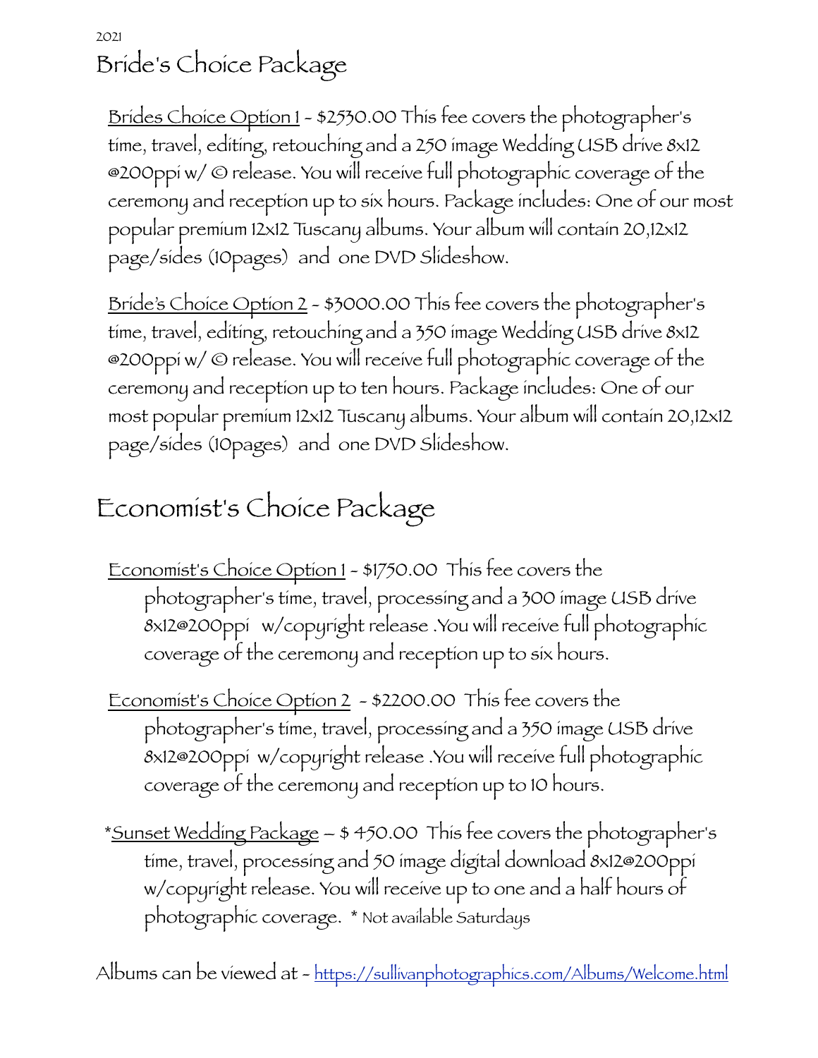2021

# Bride's Choice Package

<u>Brides Choice Option 1</u> - $2530.00 This fee covers the photographer's time, travel, editing, retouching and a 250 image Wedding USB drive 8x12 @200ppi w/ © release. You will receive full photographic coverage of the ceremony and reception up to six hours. Package includes: One of our most popular premium 12x12 Tuscany albums. Your album will contain 20,12x12 page/sides (10pages) and one DVD Slideshow.

<u>Bride's Choice Option 2</u> - $3000.00 This fee covers the photographer's time, travel, editing, retouching and a 350 image Wedding USB drive 8x12 @200ppi w/ © release. You will receive full photographic coverage of the ceremony and reception up to ten hours. Package includes: One of our most popular premium 12x12 Tuscany albums. Your album will contain 20,12x12 page/sides (10pages) and one DVD Slideshow.

# Economist's Choice Package

<u>Economist's Choice Option 1</u> - $1750.00 This fee covers the photographer's time, travel, processing and a 300 image USB drive 8x12@200ppi w/copyright release .You will receive full photographic coverage of the ceremony and reception up to six hours.

<u>Economist's Choice Option 2</u> - $2200.00 This fee covers the photographer's time, travel, processing and a 350 image USB drive 8x12@200ppi w/copyright release .You will receive full photographic coverage of the ceremony and reception up to 10 hours.

*<u>Sunset Wedding Package</u> – $ 450.00 This fee covers the photographer's time, travel, processing and 50 image digital download 8x12@200ppi w/copyright release. You will receive up to one and a half hours of photographic coverage. * Not available Saturdays

Albums can be viewed at - https://sullivanphotographics.com/Albums/Welcome.html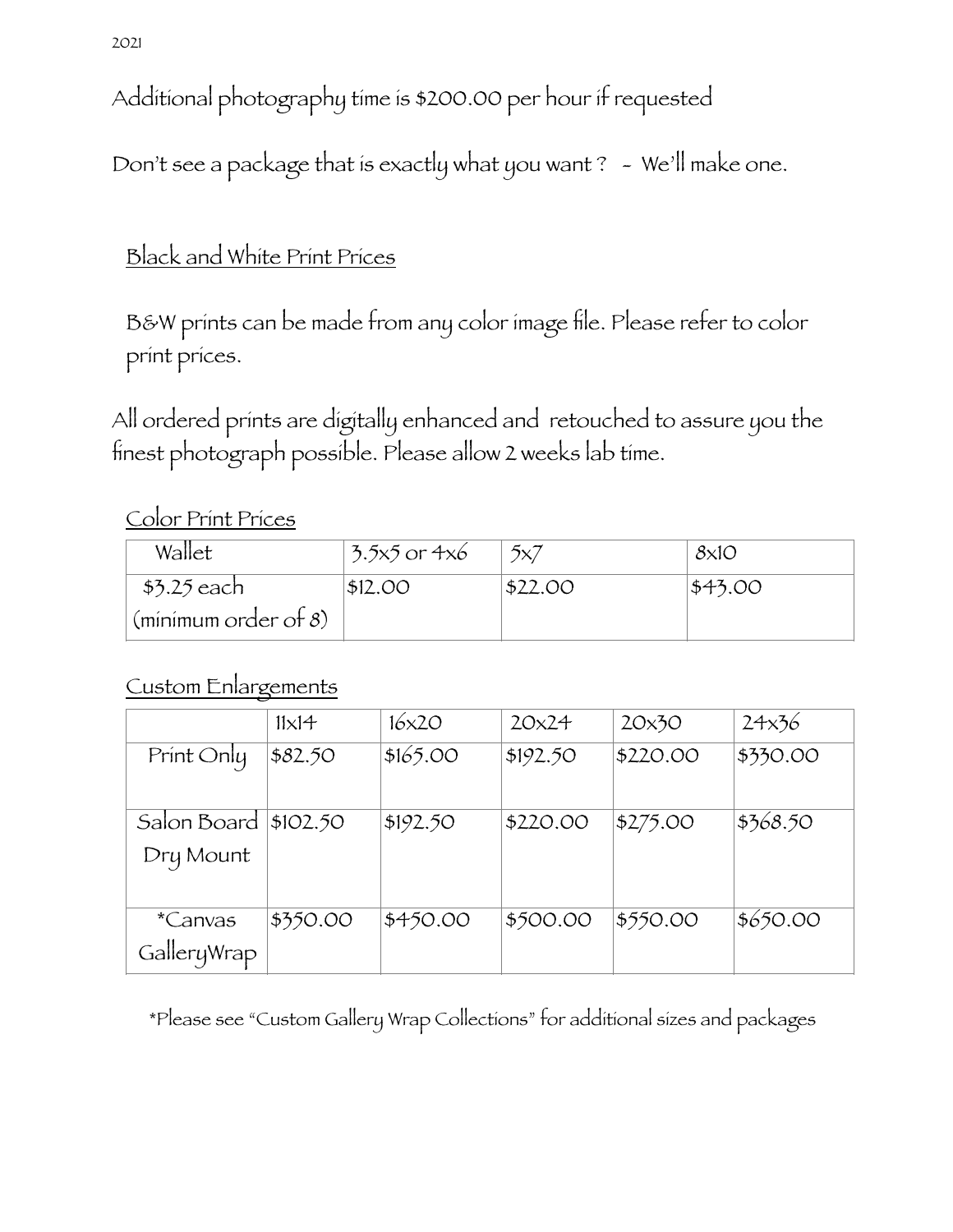Additional photography time is $200.00 per hour if requested

Don't see a package that is exactly what you want ?  -  We'll make one.

## Black and White Print Prices

B&W prints can be made from any color image file. Please refer to color print prices.

All ordered prints are digitally enhanced and retouched to assure you the finest photograph possible. Please allow 2 weeks lab time.

## Color Print Prices

| Wallet | 3.5x5 or 4x6 | 5x7 | 8x10 |
|---|---|---|---|
| $3.25 each (minimum order of 8) | $12.00 | $22.00 | $43.00 |

## Custom Enlargements

| | 11x14 | 16x20 | 20x24 | 20x30 | 24x36 |
|---|---|---|---|---|---|
| Print Only | $82.50 | $165.00 | $192.50 | $220.00 | $330.00 |
| Salon Board Dry Mount | $102.50 | $192.50 | $220.00 | $275.00 | $368.50 |
| *Canvas GalleryWrap | $350.00 | $450.00 | $500.00 | $550.00 | $650.00 |

*Please see "Custom Gallery Wrap Collections" for additional sizes and packages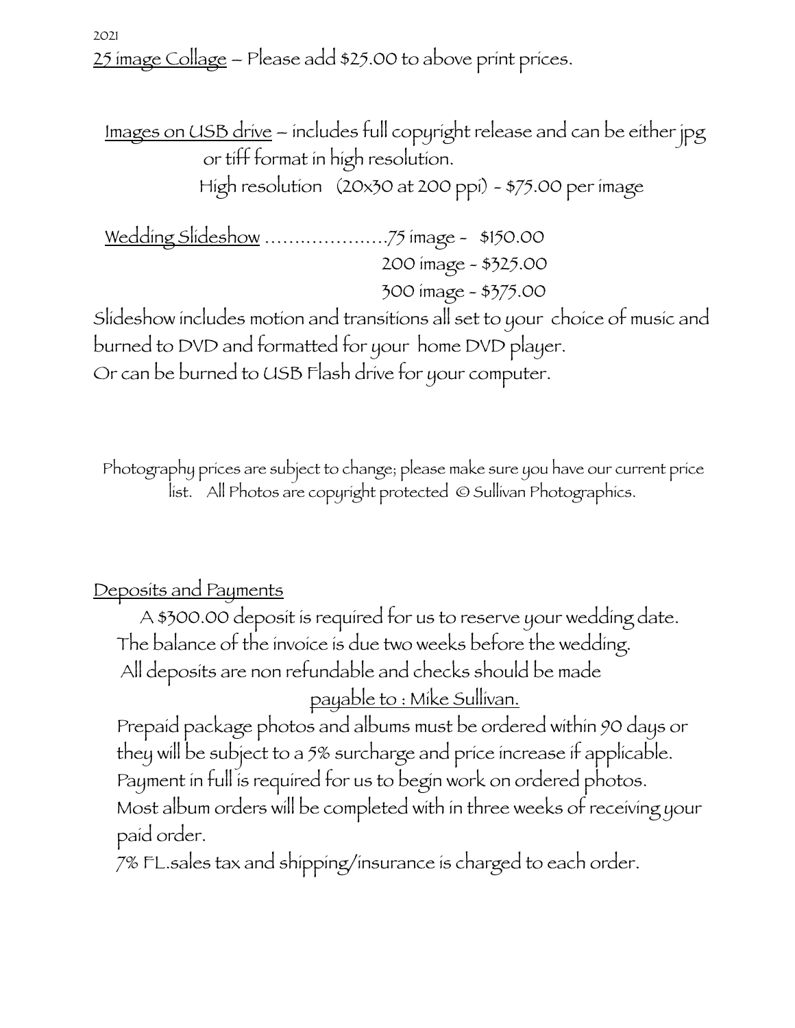2021

25 image Collage – Please add $25.00 to above print prices.

Images on USB drive – includes full copyright release and can be either jpg or tiff format in high resolution.
High resolution (20x30 at 200 ppi) - $75.00 per image

Wedding Slideshow .....................75 image - $150.00
200 image - $325.00
300 image - $375.00

Slideshow includes motion and transitions all set to your choice of music and burned to DVD and formatted for your home DVD player.
Or can be burned to USB Flash drive for your computer.

Photography prices are subject to change; please make sure you have our current price list. All Photos are copyright protected © Sullivan Photographics.

Deposits and Payments

A $300.00 deposit is required for us to reserve your wedding date.
The balance of the invoice is due two weeks before the wedding.
All deposits are non refundable and checks should be made
payable to : Mike Sullivan.
Prepaid package photos and albums must be ordered within 90 days or they will be subject to a 5% surcharge and price increase if applicable.
Payment in full is required for us to begin work on ordered photos.
Most album orders will be completed with in three weeks of receiving your paid order.
7% FL.sales tax and shipping/insurance is charged to each order.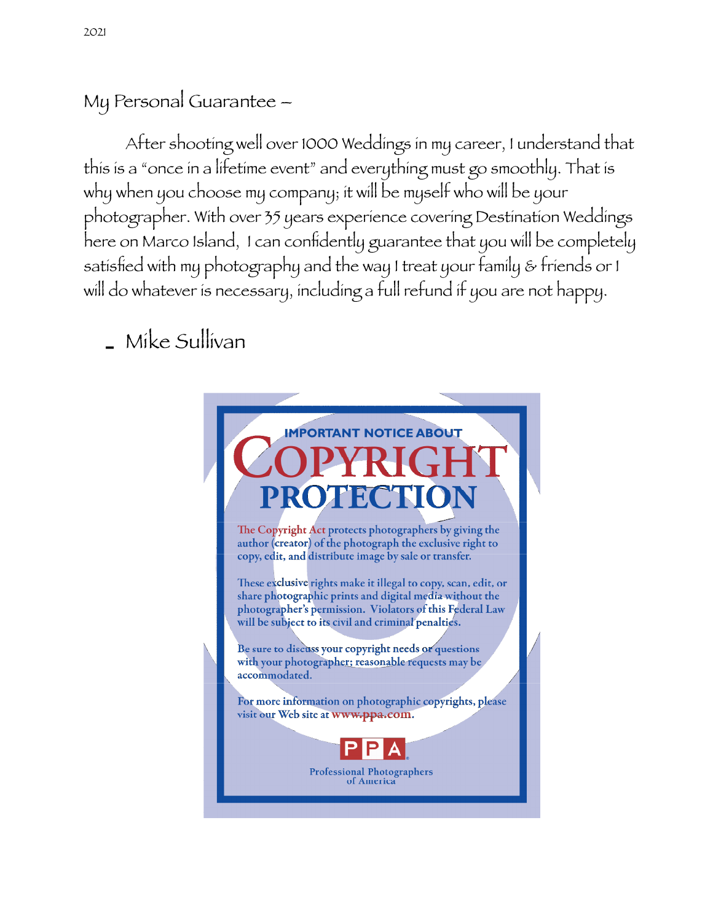## My Personal Guarantee –

After shooting well over 1000 Weddings in my career, I understand that this is a "once in a lifetime event" and everything must go smoothly. That is why when you choose my company; it will be myself who will be your photographer. With over 35 years experience covering Destination Weddings here on Marco Island, I can confidently guarantee that you will be completely satisfied with my photography and the way I treat your family & friends or I will do whatever is necessary, including a full refund if you are not happy.

\- Mike Sullivan

IMPORTANT NOTICE ABOUT

# COPYRIGHT PROTECTION

The Copyright Act protects photographers by giving the author (creator) of the photograph the exclusive right to copy, edit, and distribute image by sale or transfer.

These exclusive rights make it illegal to copy, scan, edit, or share photographic prints and digital media without the photographer's permission. Violators of this Federal Law will be subject to its civil and criminal penalties.

Be sure to discuss your copyright needs or questions with your photographer; reasonable requests may be accommodated.

For more information on photographic copyrights, please visit our Web site at www.ppa.com.

PPA

Professional Photographers of America